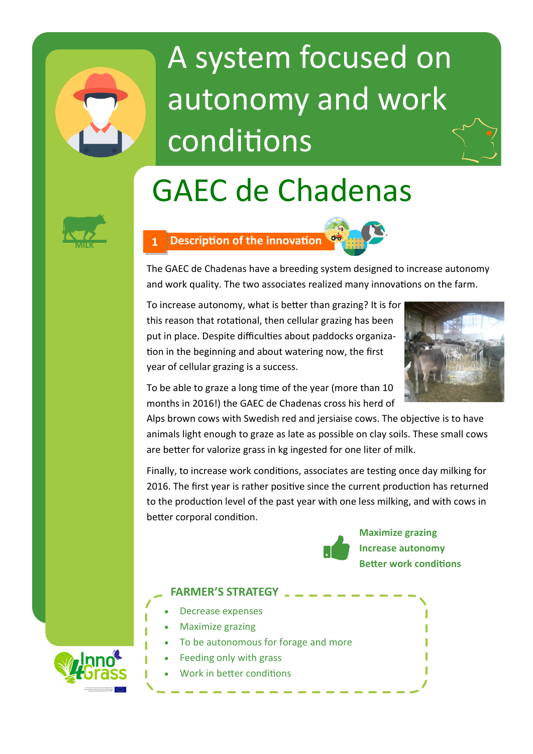# A system focused on autonomy and work conditions

# GAEC de Chadenas

MILK

## 1 Description of the innovation

The GAEC de Chadenas have a breeding system designed to increase autonomy and work quality. The two associates realized many innovations on the farm.

To increase autonomy, what is better than grazing? It is for this reason that rotational, then cellular grazing has been put in place. Despite difficulties about paddocks organization in the beginning and about watering now, the first year of cellular grazing is a success.

To be able to graze a long time of the year (more than 10 months in 2016!) the GAEC de Chadenas cross his herd of Alps brown cows with Swedish red and jersiaise cows. The objective is to have animals light enough to graze as late as possible on clay soils. These small cows are better for valorize grass in kg ingested for one liter of milk.

Finally, to increase work conditions, associates are testing once day milking for 2016. The first year is rather positive since the current production has returned to the production level of the past year with one less milking, and with cows in better corporal condition.

**Maximize grazing**
**Increase autonomy**
**Better work conditions**

### FARMER'S STRATEGY

- Decrease expenses
- Maximize grazing
- To be autonomous for forage and more
- Feeding only with grass
- Work in better conditions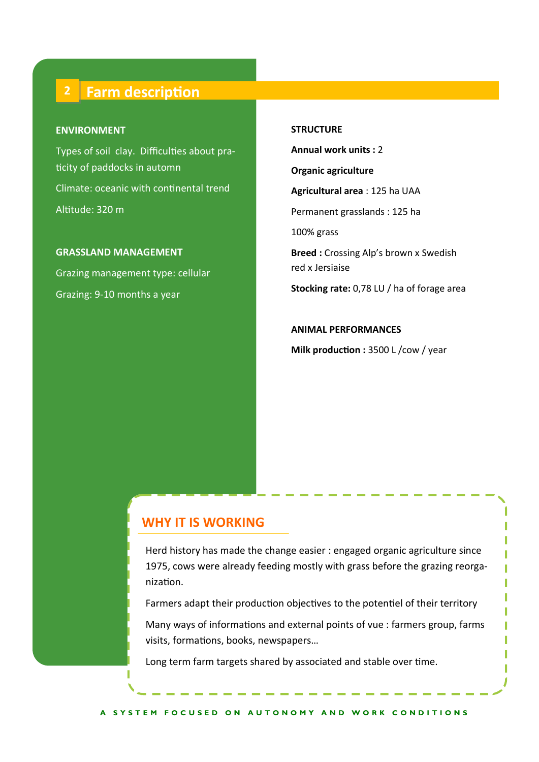## 2 Farm description

### ENVIRONMENT

Types of soil clay. Difficulties about praticity of paddocks in automn

Climate: oceanic with continental trend

Altitude: 320 m

### GRASSLAND MANAGEMENT

Grazing management type: cellular

Grazing: 9-10 months a year

### STRUCTURE

**Annual work units :** 2

**Organic agriculture**

**Agricultural area** : 125 ha UAA

Permanent grasslands : 125 ha

100% grass

**Breed :** Crossing Alp's brown x Swedish red x Jersiaise

**Stocking rate:** 0,78 LU / ha of forage area

### ANIMAL PERFORMANCES

**Milk production :** 3500 L /cow / year

### WHY IT IS WORKING

Herd history has made the change easier : engaged organic agriculture since 1975, cows were already feeding mostly with grass before the grazing reorganization.

Farmers adapt their production objectives to the potentiel of their territory

Many ways of informations and external points of vue : farmers group, farms visits, formations, books, newspapers…

Long term farm targets shared by associated and stable over time.

A SYSTEM FOCUSED ON AUTONOMY AND WORK CONDITIONS